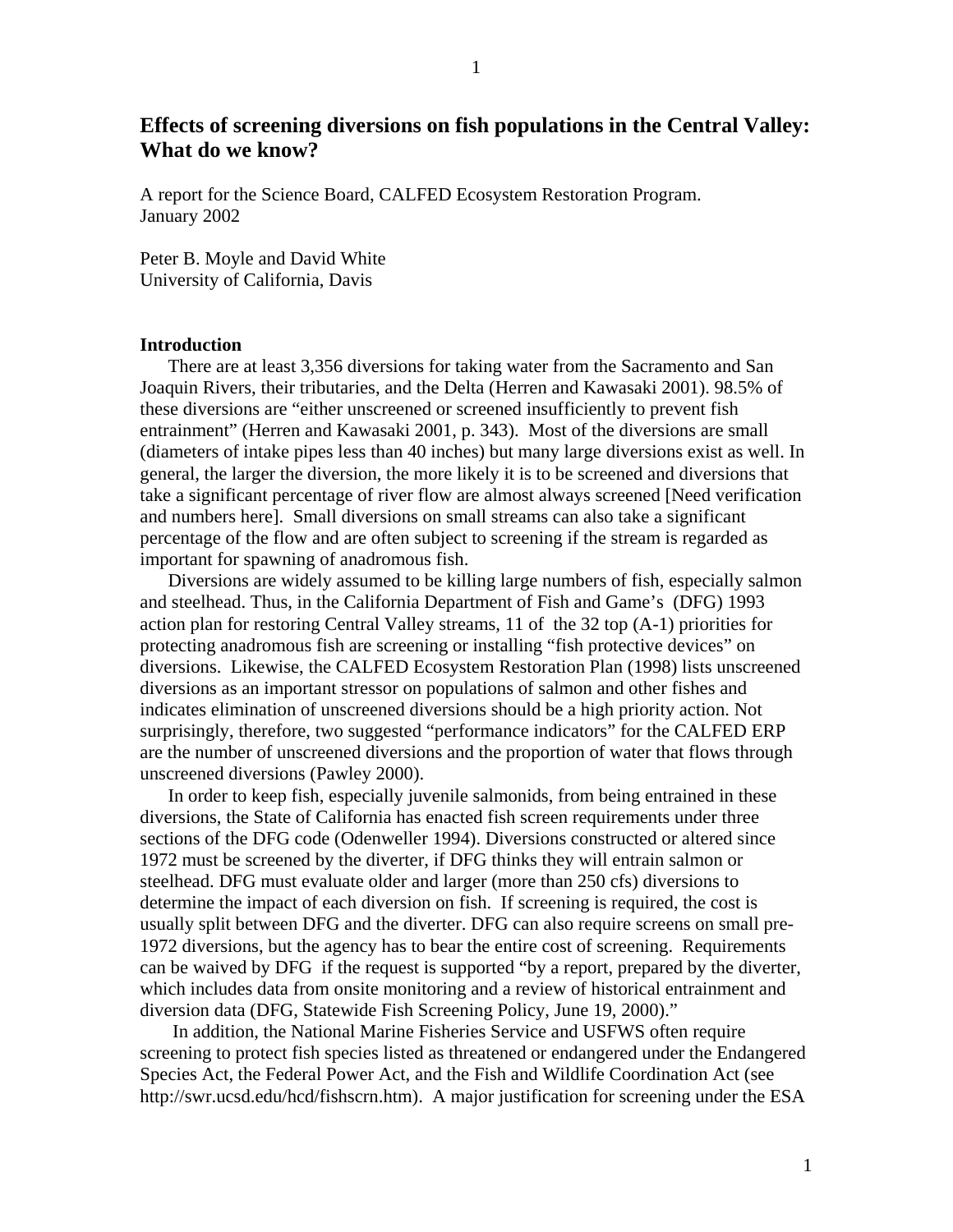# Effects of screening diversions on fish populations in the Central Valley: What do we know?

A report for the Science Board, CALFED Ecosystem Restoration Program.
January 2002

Peter B. Moyle and David White
University of California, Davis

## Introduction

There are at least 3,356 diversions for taking water from the Sacramento and San Joaquin Rivers, their tributaries, and the Delta (Herren and Kawasaki 2001). 98.5% of these diversions are "either unscreened or screened insufficiently to prevent fish entrainment" (Herren and Kawasaki 2001, p. 343). Most of the diversions are small (diameters of intake pipes less than 40 inches) but many large diversions exist as well. In general, the larger the diversion, the more likely it is to be screened and diversions that take a significant percentage of river flow are almost always screened [Need verification and numbers here]. Small diversions on small streams can also take a significant percentage of the flow and are often subject to screening if the stream is regarded as important for spawning of anadromous fish.

Diversions are widely assumed to be killing large numbers of fish, especially salmon and steelhead. Thus, in the California Department of Fish and Game's (DFG) 1993 action plan for restoring Central Valley streams, 11 of the 32 top (A-1) priorities for protecting anadromous fish are screening or installing "fish protective devices" on diversions. Likewise, the CALFED Ecosystem Restoration Plan (1998) lists unscreened diversions as an important stressor on populations of salmon and other fishes and indicates elimination of unscreened diversions should be a high priority action. Not surprisingly, therefore, two suggested "performance indicators" for the CALFED ERP are the number of unscreened diversions and the proportion of water that flows through unscreened diversions (Pawley 2000).

In order to keep fish, especially juvenile salmonids, from being entrained in these diversions, the State of California has enacted fish screen requirements under three sections of the DFG code (Odenweller 1994). Diversions constructed or altered since 1972 must be screened by the diverter, if DFG thinks they will entrain salmon or steelhead. DFG must evaluate older and larger (more than 250 cfs) diversions to determine the impact of each diversion on fish. If screening is required, the cost is usually split between DFG and the diverter. DFG can also require screens on small pre-1972 diversions, but the agency has to bear the entire cost of screening. Requirements can be waived by DFG if the request is supported "by a report, prepared by the diverter, which includes data from onsite monitoring and a review of historical entrainment and diversion data (DFG, Statewide Fish Screening Policy, June 19, 2000)."

In addition, the National Marine Fisheries Service and USFWS often require screening to protect fish species listed as threatened or endangered under the Endangered Species Act, the Federal Power Act, and the Fish and Wildlife Coordination Act (see http://swr.ucsd.edu/hcd/fishscrn.htm). A major justification for screening under the ESA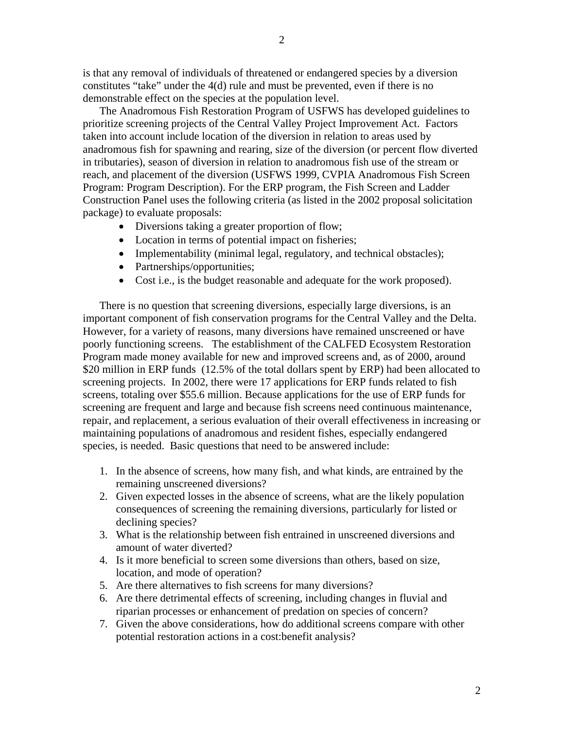is that any removal of individuals of threatened or endangered species by a diversion constitutes "take" under the 4(d) rule and must be prevented, even if there is no demonstrable effect on the species at the population level.

The Anadromous Fish Restoration Program of USFWS has developed guidelines to prioritize screening projects of the Central Valley Project Improvement Act. Factors taken into account include location of the diversion in relation to areas used by anadromous fish for spawning and rearing, size of the diversion (or percent flow diverted in tributaries), season of diversion in relation to anadromous fish use of the stream or reach, and placement of the diversion (USFWS 1999, CVPIA Anadromous Fish Screen Program: Program Description). For the ERP program, the Fish Screen and Ladder Construction Panel uses the following criteria (as listed in the 2002 proposal solicitation package) to evaluate proposals:

- Diversions taking a greater proportion of flow;
- Location in terms of potential impact on fisheries;
- Implementability (minimal legal, regulatory, and technical obstacles);
- Partnerships/opportunities;
- Cost i.e., is the budget reasonable and adequate for the work proposed).

There is no question that screening diversions, especially large diversions, is an important component of fish conservation programs for the Central Valley and the Delta. However, for a variety of reasons, many diversions have remained unscreened or have poorly functioning screens. The establishment of the CALFED Ecosystem Restoration Program made money available for new and improved screens and, as of 2000, around \$20 million in ERP funds (12.5% of the total dollars spent by ERP) had been allocated to screening projects. In 2002, there were 17 applications for ERP funds related to fish screens, totaling over \$55.6 million. Because applications for the use of ERP funds for screening are frequent and large and because fish screens need continuous maintenance, repair, and replacement, a serious evaluation of their overall effectiveness in increasing or maintaining populations of anadromous and resident fishes, especially endangered species, is needed. Basic questions that need to be answered include:

1. In the absence of screens, how many fish, and what kinds, are entrained by the remaining unscreened diversions?
2. Given expected losses in the absence of screens, what are the likely population consequences of screening the remaining diversions, particularly for listed or declining species?
3. What is the relationship between fish entrained in unscreened diversions and amount of water diverted?
4. Is it more beneficial to screen some diversions than others, based on size, location, and mode of operation?
5. Are there alternatives to fish screens for many diversions?
6. Are there detrimental effects of screening, including changes in fluvial and riparian processes or enhancement of predation on species of concern?
7. Given the above considerations, how do additional screens compare with other potential restoration actions in a cost:benefit analysis?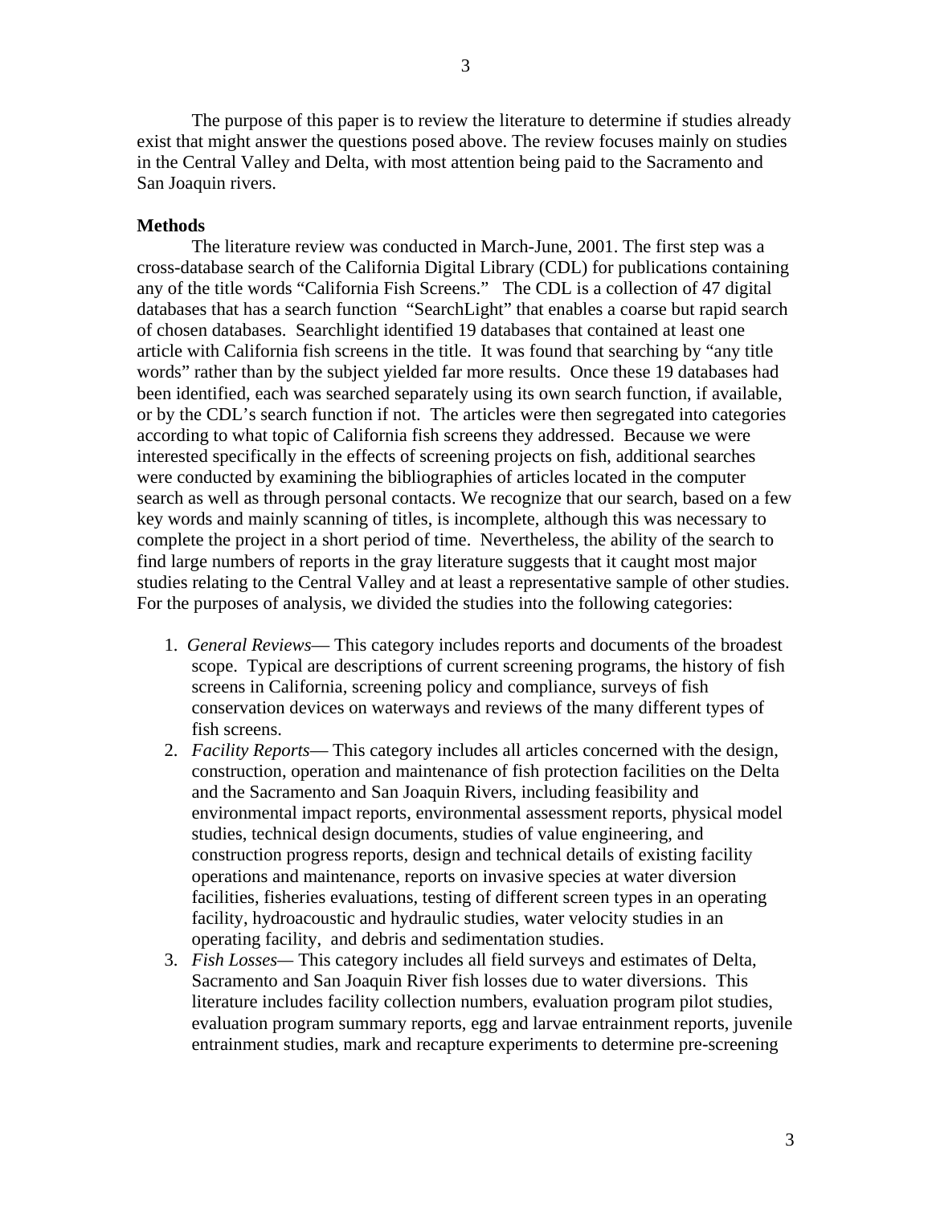The purpose of this paper is to review the literature to determine if studies already exist that might answer the questions posed above. The review focuses mainly on studies in the Central Valley and Delta, with most attention being paid to the Sacramento and San Joaquin rivers.

**Methods**

The literature review was conducted in March-June, 2001. The first step was a cross-database search of the California Digital Library (CDL) for publications containing any of the title words "California Fish Screens." The CDL is a collection of 47 digital databases that has a search function "SearchLight" that enables a coarse but rapid search of chosen databases. Searchlight identified 19 databases that contained at least one article with California fish screens in the title. It was found that searching by "any title words" rather than by the subject yielded far more results. Once these 19 databases had been identified, each was searched separately using its own search function, if available, or by the CDL's search function if not. The articles were then segregated into categories according to what topic of California fish screens they addressed. Because we were interested specifically in the effects of screening projects on fish, additional searches were conducted by examining the bibliographies of articles located in the computer search as well as through personal contacts. We recognize that our search, based on a few key words and mainly scanning of titles, is incomplete, although this was necessary to complete the project in a short period of time. Nevertheless, the ability of the search to find large numbers of reports in the gray literature suggests that it caught most major studies relating to the Central Valley and at least a representative sample of other studies. For the purposes of analysis, we divided the studies into the following categories:

1. *General Reviews*— This category includes reports and documents of the broadest scope. Typical are descriptions of current screening programs, the history of fish screens in California, screening policy and compliance, surveys of fish conservation devices on waterways and reviews of the many different types of fish screens.
2. *Facility Reports*— This category includes all articles concerned with the design, construction, operation and maintenance of fish protection facilities on the Delta and the Sacramento and San Joaquin Rivers, including feasibility and environmental impact reports, environmental assessment reports, physical model studies, technical design documents, studies of value engineering, and construction progress reports, design and technical details of existing facility operations and maintenance, reports on invasive species at water diversion facilities, fisheries evaluations, testing of different screen types in an operating facility, hydroacoustic and hydraulic studies, water velocity studies in an operating facility, and debris and sedimentation studies.
3. *Fish Losses*— This category includes all field surveys and estimates of Delta, Sacramento and San Joaquin River fish losses due to water diversions. This literature includes facility collection numbers, evaluation program pilot studies, evaluation program summary reports, egg and larvae entrainment reports, juvenile entrainment studies, mark and recapture experiments to determine pre-screening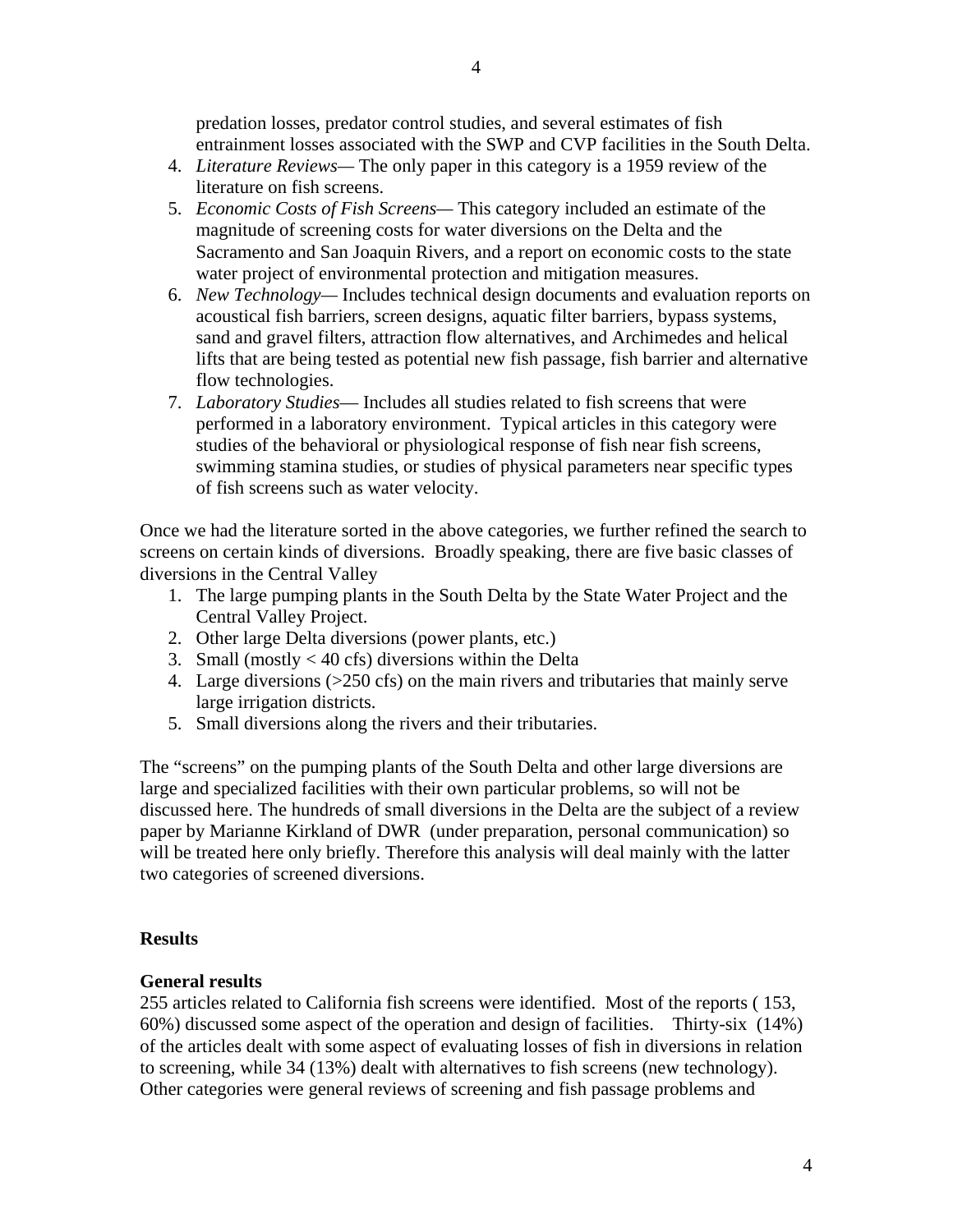predation losses, predator control studies, and several estimates of fish entrainment losses associated with the SWP and CVP facilities in the South Delta.

4. *Literature Reviews*— The only paper in this category is a 1959 review of the literature on fish screens.
5. *Economic Costs of Fish Screens*— This category included an estimate of the magnitude of screening costs for water diversions on the Delta and the Sacramento and San Joaquin Rivers, and a report on economic costs to the state water project of environmental protection and mitigation measures.
6. *New Technology*— Includes technical design documents and evaluation reports on acoustical fish barriers, screen designs, aquatic filter barriers, bypass systems, sand and gravel filters, attraction flow alternatives, and Archimedes and helical lifts that are being tested as potential new fish passage, fish barrier and alternative flow technologies.
7. *Laboratory Studies*— Includes all studies related to fish screens that were performed in a laboratory environment. Typical articles in this category were studies of the behavioral or physiological response of fish near fish screens, swimming stamina studies, or studies of physical parameters near specific types of fish screens such as water velocity.

Once we had the literature sorted in the above categories, we further refined the search to screens on certain kinds of diversions. Broadly speaking, there are five basic classes of diversions in the Central Valley

1. The large pumping plants in the South Delta by the State Water Project and the Central Valley Project.
2. Other large Delta diversions (power plants, etc.)
3. Small (mostly < 40 cfs) diversions within the Delta
4. Large diversions (>250 cfs) on the main rivers and tributaries that mainly serve large irrigation districts.
5. Small diversions along the rivers and their tributaries.

The "screens" on the pumping plants of the South Delta and other large diversions are large and specialized facilities with their own particular problems, so will not be discussed here. The hundreds of small diversions in the Delta are the subject of a review paper by Marianne Kirkland of DWR (under preparation, personal communication) so will be treated here only briefly. Therefore this analysis will deal mainly with the latter two categories of screened diversions.

## Results

### General results

255 articles related to California fish screens were identified. Most of the reports ( 153, 60%) discussed some aspect of the operation and design of facilities. Thirty-six (14%) of the articles dealt with some aspect of evaluating losses of fish in diversions in relation to screening, while 34 (13%) dealt with alternatives to fish screens (new technology). Other categories were general reviews of screening and fish passage problems and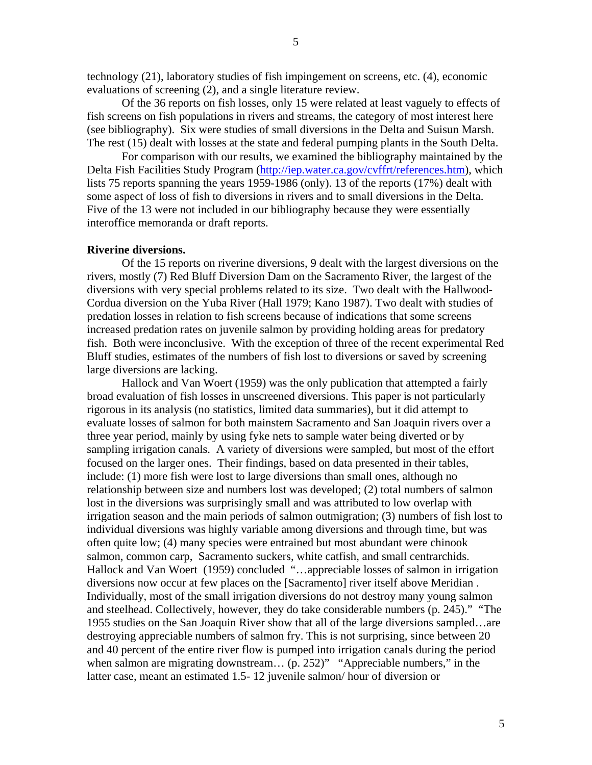technology (21), laboratory studies of fish impingement on screens, etc. (4), economic evaluations of screening (2), and a single literature review.

Of the 36 reports on fish losses, only 15 were related at least vaguely to effects of fish screens on fish populations in rivers and streams, the category of most interest here (see bibliography). Six were studies of small diversions in the Delta and Suisun Marsh. The rest (15) dealt with losses at the state and federal pumping plants in the South Delta.

For comparison with our results, we examined the bibliography maintained by the Delta Fish Facilities Study Program (http://iep.water.ca.gov/cvffrt/references.htm), which lists 75 reports spanning the years 1959-1986 (only). 13 of the reports (17%) dealt with some aspect of loss of fish to diversions in rivers and to small diversions in the Delta. Five of the 13 were not included in our bibliography because they were essentially interoffice memoranda or draft reports.

**Riverine diversions.**

Of the 15 reports on riverine diversions, 9 dealt with the largest diversions on the rivers, mostly (7) Red Bluff Diversion Dam on the Sacramento River, the largest of the diversions with very special problems related to its size. Two dealt with the Hallwood-Cordua diversion on the Yuba River (Hall 1979; Kano 1987). Two dealt with studies of predation losses in relation to fish screens because of indications that some screens increased predation rates on juvenile salmon by providing holding areas for predatory fish. Both were inconclusive. With the exception of three of the recent experimental Red Bluff studies, estimates of the numbers of fish lost to diversions or saved by screening large diversions are lacking.

Hallock and Van Woert (1959) was the only publication that attempted a fairly broad evaluation of fish losses in unscreened diversions. This paper is not particularly rigorous in its analysis (no statistics, limited data summaries), but it did attempt to evaluate losses of salmon for both mainstem Sacramento and San Joaquin rivers over a three year period, mainly by using fyke nets to sample water being diverted or by sampling irrigation canals. A variety of diversions were sampled, but most of the effort focused on the larger ones. Their findings, based on data presented in their tables, include: (1) more fish were lost to large diversions than small ones, although no relationship between size and numbers lost was developed; (2) total numbers of salmon lost in the diversions was surprisingly small and was attributed to low overlap with irrigation season and the main periods of salmon outmigration; (3) numbers of fish lost to individual diversions was highly variable among diversions and through time, but was often quite low; (4) many species were entrained but most abundant were chinook salmon, common carp, Sacramento suckers, white catfish, and small centrarchids. Hallock and Van Woert (1959) concluded "…appreciable losses of salmon in irrigation diversions now occur at few places on the [Sacramento] river itself above Meridian . Individually, most of the small irrigation diversions do not destroy many young salmon and steelhead. Collectively, however, they do take considerable numbers (p. 245)." "The 1955 studies on the San Joaquin River show that all of the large diversions sampled…are destroying appreciable numbers of salmon fry. This is not surprising, since between 20 and 40 percent of the entire river flow is pumped into irrigation canals during the period when salmon are migrating downstream… (p. 252)" "Appreciable numbers," in the latter case, meant an estimated 1.5- 12 juvenile salmon/ hour of diversion or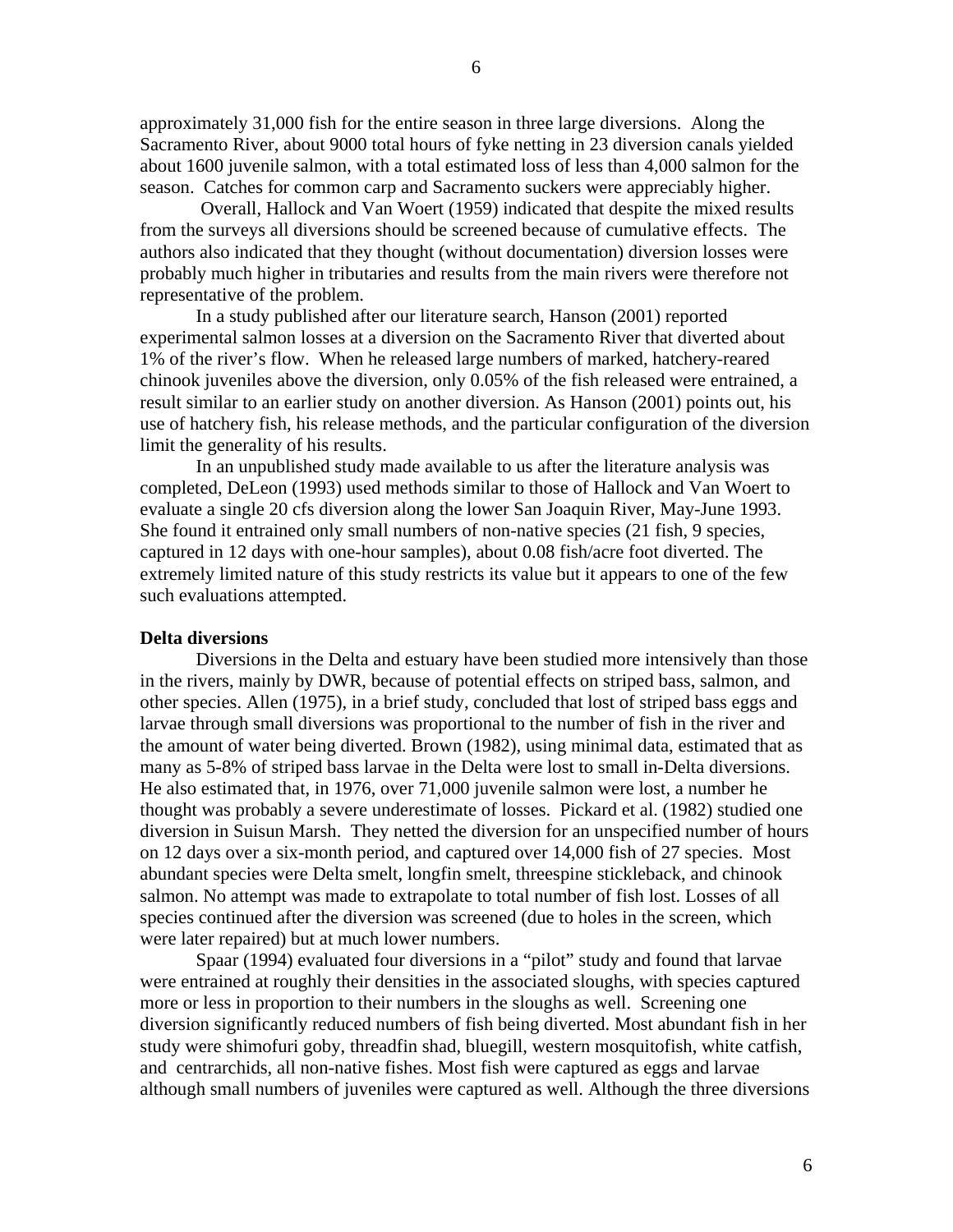approximately 31,000 fish for the entire season in three large diversions. Along the Sacramento River, about 9000 total hours of fyke netting in 23 diversion canals yielded about 1600 juvenile salmon, with a total estimated loss of less than 4,000 salmon for the season. Catches for common carp and Sacramento suckers were appreciably higher.

Overall, Hallock and Van Woert (1959) indicated that despite the mixed results from the surveys all diversions should be screened because of cumulative effects. The authors also indicated that they thought (without documentation) diversion losses were probably much higher in tributaries and results from the main rivers were therefore not representative of the problem.

In a study published after our literature search, Hanson (2001) reported experimental salmon losses at a diversion on the Sacramento River that diverted about 1% of the river's flow. When he released large numbers of marked, hatchery-reared chinook juveniles above the diversion, only 0.05% of the fish released were entrained, a result similar to an earlier study on another diversion. As Hanson (2001) points out, his use of hatchery fish, his release methods, and the particular configuration of the diversion limit the generality of his results.

In an unpublished study made available to us after the literature analysis was completed, DeLeon (1993) used methods similar to those of Hallock and Van Woert to evaluate a single 20 cfs diversion along the lower San Joaquin River, May-June 1993. She found it entrained only small numbers of non-native species (21 fish, 9 species, captured in 12 days with one-hour samples), about 0.08 fish/acre foot diverted. The extremely limited nature of this study restricts its value but it appears to one of the few such evaluations attempted.

**Delta diversions**

Diversions in the Delta and estuary have been studied more intensively than those in the rivers, mainly by DWR, because of potential effects on striped bass, salmon, and other species. Allen (1975), in a brief study, concluded that lost of striped bass eggs and larvae through small diversions was proportional to the number of fish in the river and the amount of water being diverted. Brown (1982), using minimal data, estimated that as many as 5-8% of striped bass larvae in the Delta were lost to small in-Delta diversions. He also estimated that, in 1976, over 71,000 juvenile salmon were lost, a number he thought was probably a severe underestimate of losses. Pickard et al. (1982) studied one diversion in Suisun Marsh. They netted the diversion for an unspecified number of hours on 12 days over a six-month period, and captured over 14,000 fish of 27 species. Most abundant species were Delta smelt, longfin smelt, threespine stickleback, and chinook salmon. No attempt was made to extrapolate to total number of fish lost. Losses of all species continued after the diversion was screened (due to holes in the screen, which were later repaired) but at much lower numbers.

Spaar (1994) evaluated four diversions in a "pilot" study and found that larvae were entrained at roughly their densities in the associated sloughs, with species captured more or less in proportion to their numbers in the sloughs as well. Screening one diversion significantly reduced numbers of fish being diverted. Most abundant fish in her study were shimofuri goby, threadfin shad, bluegill, western mosquitofish, white catfish, and centrarchids, all non-native fishes. Most fish were captured as eggs and larvae although small numbers of juveniles were captured as well. Although the three diversions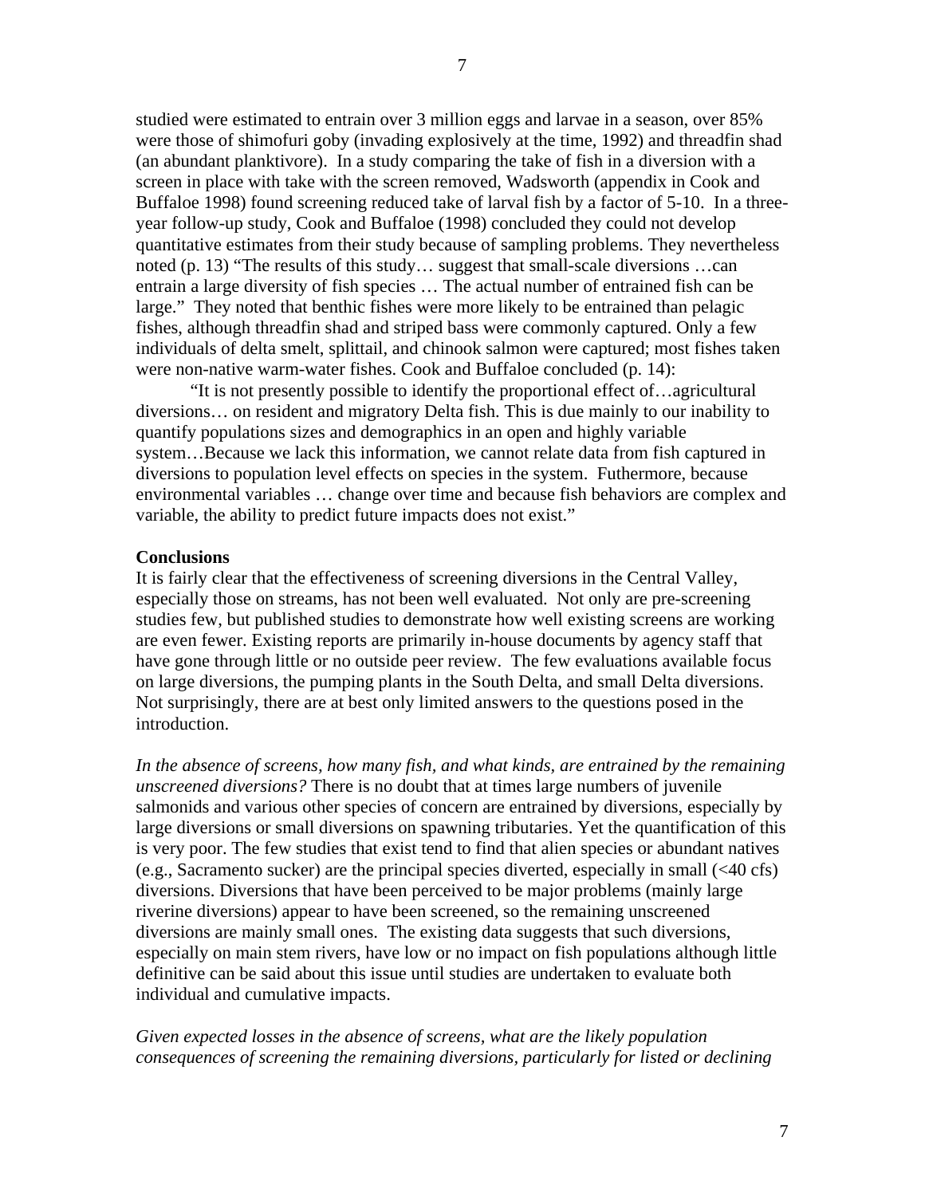studied were estimated to entrain over 3 million eggs and larvae in a season, over 85% were those of shimofuri goby (invading explosively at the time, 1992) and threadfin shad (an abundant planktivore). In a study comparing the take of fish in a diversion with a screen in place with take with the screen removed, Wadsworth (appendix in Cook and Buffaloe 1998) found screening reduced take of larval fish by a factor of 5-10. In a three-year follow-up study, Cook and Buffaloe (1998) concluded they could not develop quantitative estimates from their study because of sampling problems. They nevertheless noted (p. 13) "The results of this study… suggest that small-scale diversions …can entrain a large diversity of fish species … The actual number of entrained fish can be large." They noted that benthic fishes were more likely to be entrained than pelagic fishes, although threadfin shad and striped bass were commonly captured. Only a few individuals of delta smelt, splittail, and chinook salmon were captured; most fishes taken were non-native warm-water fishes. Cook and Buffaloe concluded (p. 14):

"It is not presently possible to identify the proportional effect of…agricultural diversions… on resident and migratory Delta fish. This is due mainly to our inability to quantify populations sizes and demographics in an open and highly variable system…Because we lack this information, we cannot relate data from fish captured in diversions to population level effects on species in the system. Futhermore, because environmental variables … change over time and because fish behaviors are complex and variable, the ability to predict future impacts does not exist."

**Conclusions**

It is fairly clear that the effectiveness of screening diversions in the Central Valley, especially those on streams, has not been well evaluated. Not only are pre-screening studies few, but published studies to demonstrate how well existing screens are working are even fewer. Existing reports are primarily in-house documents by agency staff that have gone through little or no outside peer review. The few evaluations available focus on large diversions, the pumping plants in the South Delta, and small Delta diversions. Not surprisingly, there are at best only limited answers to the questions posed in the introduction.

*In the absence of screens, how many fish, and what kinds, are entrained by the remaining unscreened diversions?* There is no doubt that at times large numbers of juvenile salmonids and various other species of concern are entrained by diversions, especially by large diversions or small diversions on spawning tributaries. Yet the quantification of this is very poor. The few studies that exist tend to find that alien species or abundant natives (e.g., Sacramento sucker) are the principal species diverted, especially in small (<40 cfs) diversions. Diversions that have been perceived to be major problems (mainly large riverine diversions) appear to have been screened, so the remaining unscreened diversions are mainly small ones. The existing data suggests that such diversions, especially on main stem rivers, have low or no impact on fish populations although little definitive can be said about this issue until studies are undertaken to evaluate both individual and cumulative impacts.

*Given expected losses in the absence of screens, what are the likely population consequences of screening the remaining diversions, particularly for listed or declining*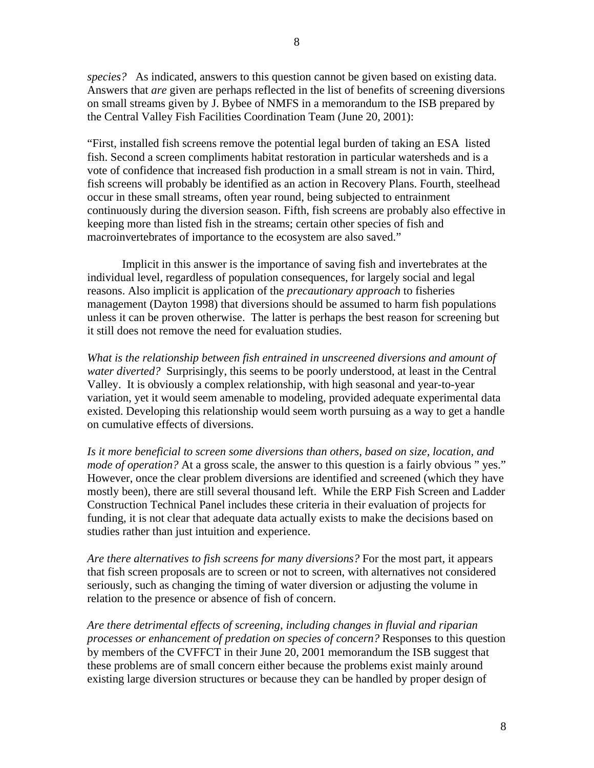*species?* As indicated, answers to this question cannot be given based on existing data. Answers that *are* given are perhaps reflected in the list of benefits of screening diversions on small streams given by J. Bybee of NMFS in a memorandum to the ISB prepared by the Central Valley Fish Facilities Coordination Team (June 20, 2001):

"First, installed fish screens remove the potential legal burden of taking an ESA listed fish. Second a screen compliments habitat restoration in particular watersheds and is a vote of confidence that increased fish production in a small stream is not in vain. Third, fish screens will probably be identified as an action in Recovery Plans. Fourth, steelhead occur in these small streams, often year round, being subjected to entrainment continuously during the diversion season. Fifth, fish screens are probably also effective in keeping more than listed fish in the streams; certain other species of fish and macroinvertebrates of importance to the ecosystem are also saved."

Implicit in this answer is the importance of saving fish and invertebrates at the individual level, regardless of population consequences, for largely social and legal reasons. Also implicit is application of the *precautionary approach* to fisheries management (Dayton 1998) that diversions should be assumed to harm fish populations unless it can be proven otherwise. The latter is perhaps the best reason for screening but it still does not remove the need for evaluation studies.

*What is the relationship between fish entrained in unscreened diversions and amount of water diverted?* Surprisingly, this seems to be poorly understood, at least in the Central Valley. It is obviously a complex relationship, with high seasonal and year-to-year variation, yet it would seem amenable to modeling, provided adequate experimental data existed. Developing this relationship would seem worth pursuing as a way to get a handle on cumulative effects of diversions.

*Is it more beneficial to screen some diversions than others, based on size, location, and mode of operation?* At a gross scale, the answer to this question is a fairly obvious " yes." However, once the clear problem diversions are identified and screened (which they have mostly been), there are still several thousand left. While the ERP Fish Screen and Ladder Construction Technical Panel includes these criteria in their evaluation of projects for funding, it is not clear that adequate data actually exists to make the decisions based on studies rather than just intuition and experience.

*Are there alternatives to fish screens for many diversions?* For the most part, it appears that fish screen proposals are to screen or not to screen, with alternatives not considered seriously, such as changing the timing of water diversion or adjusting the volume in relation to the presence or absence of fish of concern.

*Are there detrimental effects of screening, including changes in fluvial and riparian processes or enhancement of predation on species of concern?* Responses to this question by members of the CVFFCT in their June 20, 2001 memorandum the ISB suggest that these problems are of small concern either because the problems exist mainly around existing large diversion structures or because they can be handled by proper design of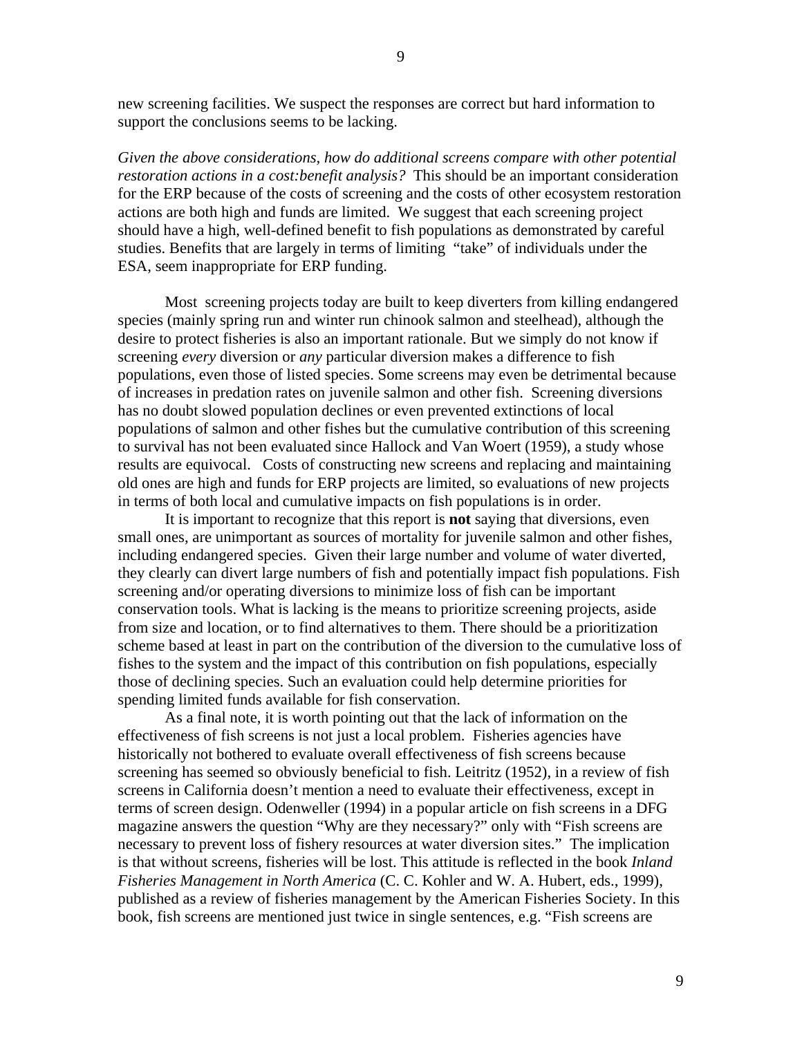new screening facilities. We suspect the responses are correct but hard information to support the conclusions seems to be lacking.

*Given the above considerations, how do additional screens compare with other potential restoration actions in a cost:benefit analysis?* This should be an important consideration for the ERP because of the costs of screening and the costs of other ecosystem restoration actions are both high and funds are limited. We suggest that each screening project should have a high, well-defined benefit to fish populations as demonstrated by careful studies. Benefits that are largely in terms of limiting "take" of individuals under the ESA, seem inappropriate for ERP funding.

Most screening projects today are built to keep diverters from killing endangered species (mainly spring run and winter run chinook salmon and steelhead), although the desire to protect fisheries is also an important rationale. But we simply do not know if screening *every* diversion or *any* particular diversion makes a difference to fish populations, even those of listed species. Some screens may even be detrimental because of increases in predation rates on juvenile salmon and other fish. Screening diversions has no doubt slowed population declines or even prevented extinctions of local populations of salmon and other fishes but the cumulative contribution of this screening to survival has not been evaluated since Hallock and Van Woert (1959), a study whose results are equivocal. Costs of constructing new screens and replacing and maintaining old ones are high and funds for ERP projects are limited, so evaluations of new projects in terms of both local and cumulative impacts on fish populations is in order.

It is important to recognize that this report is **not** saying that diversions, even small ones, are unimportant as sources of mortality for juvenile salmon and other fishes, including endangered species. Given their large number and volume of water diverted, they clearly can divert large numbers of fish and potentially impact fish populations. Fish screening and/or operating diversions to minimize loss of fish can be important conservation tools. What is lacking is the means to prioritize screening projects, aside from size and location, or to find alternatives to them. There should be a prioritization scheme based at least in part on the contribution of the diversion to the cumulative loss of fishes to the system and the impact of this contribution on fish populations, especially those of declining species. Such an evaluation could help determine priorities for spending limited funds available for fish conservation.

As a final note, it is worth pointing out that the lack of information on the effectiveness of fish screens is not just a local problem. Fisheries agencies have historically not bothered to evaluate overall effectiveness of fish screens because screening has seemed so obviously beneficial to fish. Leitritz (1952), in a review of fish screens in California doesn't mention a need to evaluate their effectiveness, except in terms of screen design. Odenweller (1994) in a popular article on fish screens in a DFG magazine answers the question "Why are they necessary?" only with "Fish screens are necessary to prevent loss of fishery resources at water diversion sites." The implication is that without screens, fisheries will be lost. This attitude is reflected in the book *Inland Fisheries Management in North America* (C. C. Kohler and W. A. Hubert, eds., 1999), published as a review of fisheries management by the American Fisheries Society. In this book, fish screens are mentioned just twice in single sentences, e.g. "Fish screens are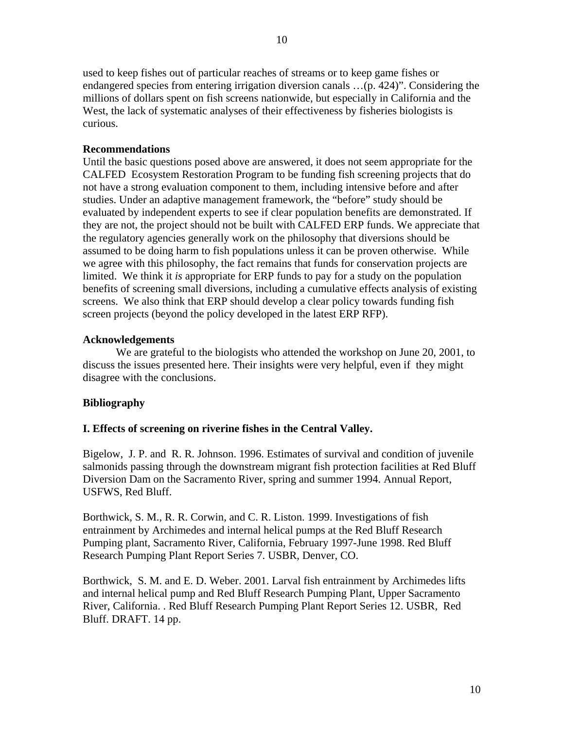used to keep fishes out of particular reaches of streams or to keep game fishes or endangered species from entering irrigation diversion canals …(p. 424)". Considering the millions of dollars spent on fish screens nationwide, but especially in California and the West, the lack of systematic analyses of their effectiveness by fisheries biologists is curious.

**Recommendations**

Until the basic questions posed above are answered, it does not seem appropriate for the CALFED Ecosystem Restoration Program to be funding fish screening projects that do not have a strong evaluation component to them, including intensive before and after studies. Under an adaptive management framework, the "before" study should be evaluated by independent experts to see if clear population benefits are demonstrated. If they are not, the project should not be built with CALFED ERP funds. We appreciate that the regulatory agencies generally work on the philosophy that diversions should be assumed to be doing harm to fish populations unless it can be proven otherwise. While we agree with this philosophy, the fact remains that funds for conservation projects are limited. We think it *is* appropriate for ERP funds to pay for a study on the population benefits of screening small diversions, including a cumulative effects analysis of existing screens. We also think that ERP should develop a clear policy towards funding fish screen projects (beyond the policy developed in the latest ERP RFP).

**Acknowledgements**

We are grateful to the biologists who attended the workshop on June 20, 2001, to discuss the issues presented here. Their insights were very helpful, even if they might disagree with the conclusions.

**Bibliography**

**I. Effects of screening on riverine fishes in the Central Valley.**

Bigelow, J. P. and R. R. Johnson. 1996. Estimates of survival and condition of juvenile salmonids passing through the downstream migrant fish protection facilities at Red Bluff Diversion Dam on the Sacramento River, spring and summer 1994. Annual Report, USFWS, Red Bluff.

Borthwick, S. M., R. R. Corwin, and C. R. Liston. 1999. Investigations of fish entrainment by Archimedes and internal helical pumps at the Red Bluff Research Pumping plant, Sacramento River, California, February 1997-June 1998. Red Bluff Research Pumping Plant Report Series 7. USBR, Denver, CO.

Borthwick, S. M. and E. D. Weber. 2001. Larval fish entrainment by Archimedes lifts and internal helical pump and Red Bluff Research Pumping Plant, Upper Sacramento River, California. . Red Bluff Research Pumping Plant Report Series 12. USBR, Red Bluff. DRAFT. 14 pp.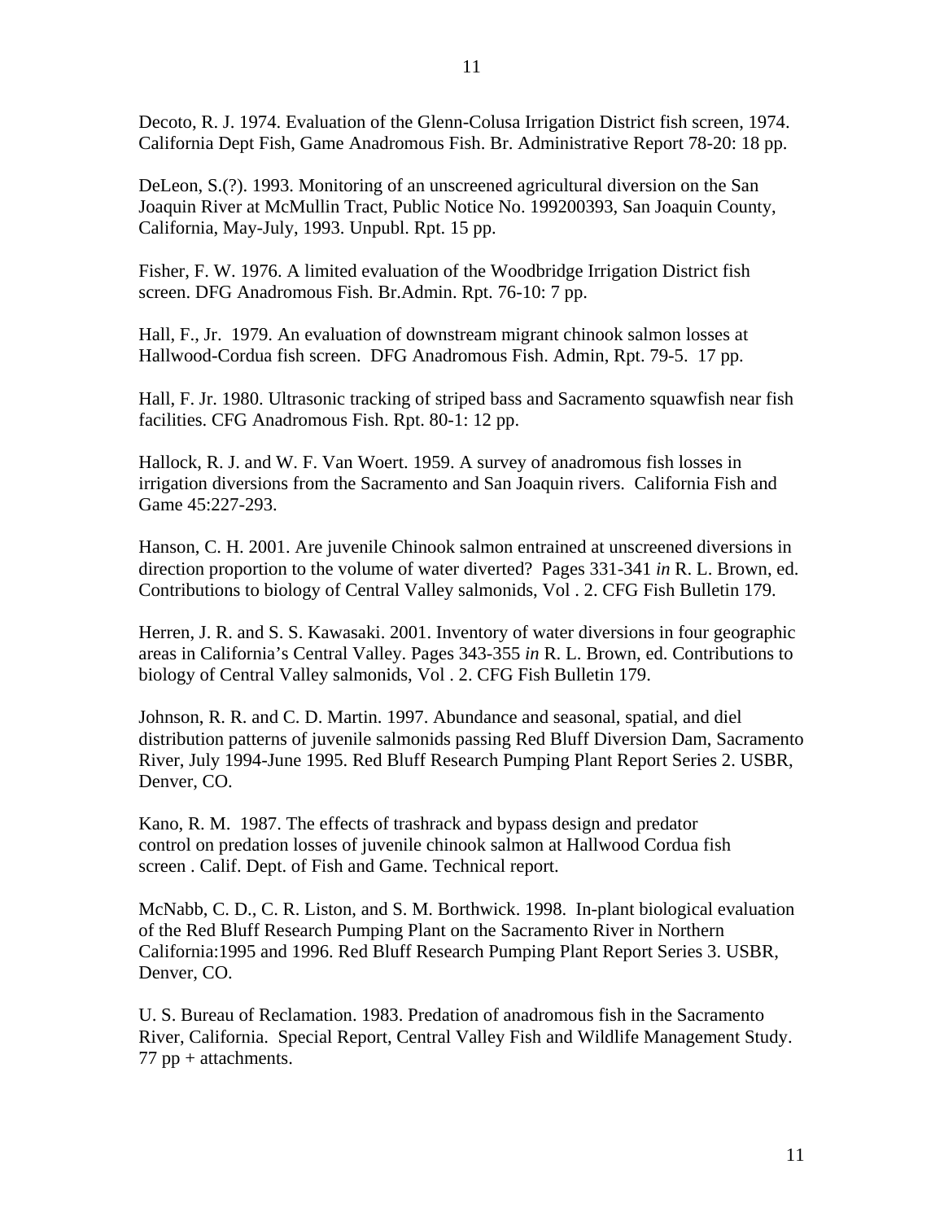Decoto, R. J. 1974. Evaluation of the Glenn-Colusa Irrigation District fish screen, 1974. California Dept Fish, Game Anadromous Fish. Br. Administrative Report 78-20: 18 pp.

DeLeon, S.(?). 1993. Monitoring of an unscreened agricultural diversion on the San Joaquin River at McMullin Tract, Public Notice No. 199200393, San Joaquin County, California, May-July, 1993. Unpubl. Rpt. 15 pp.

Fisher, F. W. 1976. A limited evaluation of the Woodbridge Irrigation District fish screen. DFG Anadromous Fish. Br.Admin. Rpt. 76-10: 7 pp.

Hall, F., Jr. 1979. An evaluation of downstream migrant chinook salmon losses at Hallwood-Cordua fish screen. DFG Anadromous Fish. Admin, Rpt. 79-5. 17 pp.

Hall, F. Jr. 1980. Ultrasonic tracking of striped bass and Sacramento squawfish near fish facilities. CFG Anadromous Fish. Rpt. 80-1: 12 pp.

Hallock, R. J. and W. F. Van Woert. 1959. A survey of anadromous fish losses in irrigation diversions from the Sacramento and San Joaquin rivers. California Fish and Game 45:227-293.

Hanson, C. H. 2001. Are juvenile Chinook salmon entrained at unscreened diversions in direction proportion to the volume of water diverted? Pages 331-341 *in* R. L. Brown, ed. Contributions to biology of Central Valley salmonids, Vol . 2. CFG Fish Bulletin 179.

Herren, J. R. and S. S. Kawasaki. 2001. Inventory of water diversions in four geographic areas in California's Central Valley. Pages 343-355 *in* R. L. Brown, ed. Contributions to biology of Central Valley salmonids, Vol . 2. CFG Fish Bulletin 179.

Johnson, R. R. and C. D. Martin. 1997. Abundance and seasonal, spatial, and diel distribution patterns of juvenile salmonids passing Red Bluff Diversion Dam, Sacramento River, July 1994-June 1995. Red Bluff Research Pumping Plant Report Series 2. USBR, Denver, CO.

Kano, R. M. 1987. The effects of trashrack and bypass design and predator control on predation losses of juvenile chinook salmon at Hallwood Cordua fish screen . Calif. Dept. of Fish and Game. Technical report.

McNabb, C. D., C. R. Liston, and S. M. Borthwick. 1998. In-plant biological evaluation of the Red Bluff Research Pumping Plant on the Sacramento River in Northern California:1995 and 1996. Red Bluff Research Pumping Plant Report Series 3. USBR, Denver, CO.

U. S. Bureau of Reclamation. 1983. Predation of anadromous fish in the Sacramento River, California. Special Report, Central Valley Fish and Wildlife Management Study. 77 pp + attachments.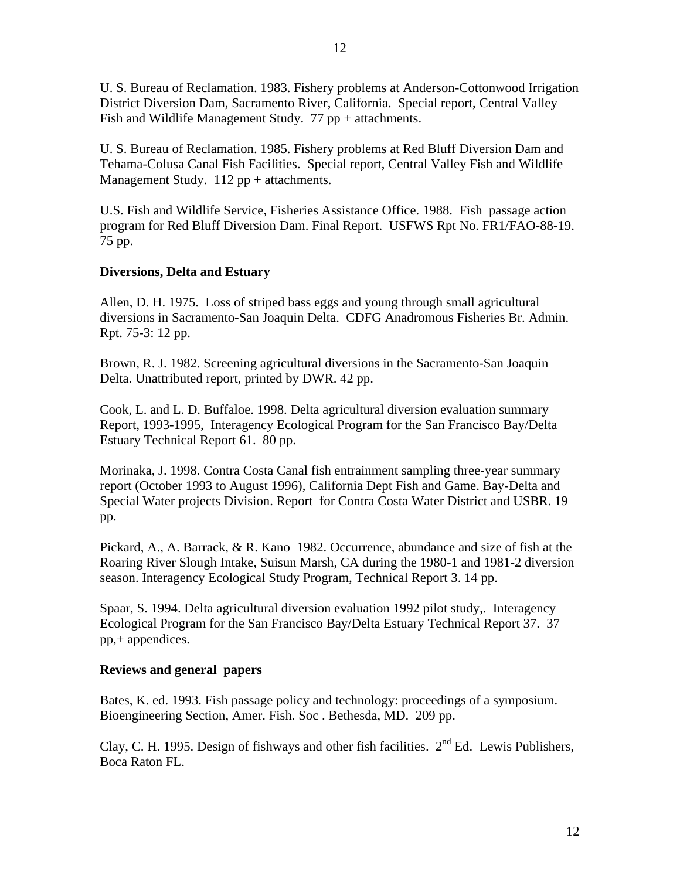U. S. Bureau of Reclamation. 1983. Fishery problems at Anderson-Cottonwood Irrigation District Diversion Dam, Sacramento River, California. Special report, Central Valley Fish and Wildlife Management Study. 77 pp + attachments.

U. S. Bureau of Reclamation. 1985. Fishery problems at Red Bluff Diversion Dam and Tehama-Colusa Canal Fish Facilities. Special report, Central Valley Fish and Wildlife Management Study. 112 pp + attachments.

U.S. Fish and Wildlife Service, Fisheries Assistance Office. 1988. Fish passage action program for Red Bluff Diversion Dam. Final Report. USFWS Rpt No. FR1/FAO-88-19. 75 pp.

**Diversions, Delta and Estuary**

Allen, D. H. 1975. Loss of striped bass eggs and young through small agricultural diversions in Sacramento-San Joaquin Delta. CDFG Anadromous Fisheries Br. Admin. Rpt. 75-3: 12 pp.

Brown, R. J. 1982. Screening agricultural diversions in the Sacramento-San Joaquin Delta. Unattributed report, printed by DWR. 42 pp.

Cook, L. and L. D. Buffaloe. 1998. Delta agricultural diversion evaluation summary Report, 1993-1995, Interagency Ecological Program for the San Francisco Bay/Delta Estuary Technical Report 61. 80 pp.

Morinaka, J. 1998. Contra Costa Canal fish entrainment sampling three-year summary report (October 1993 to August 1996), California Dept Fish and Game. Bay-Delta and Special Water projects Division. Report for Contra Costa Water District and USBR. 19 pp.

Pickard, A., A. Barrack, & R. Kano 1982. Occurrence, abundance and size of fish at the Roaring River Slough Intake, Suisun Marsh, CA during the 1980-1 and 1981-2 diversion season. Interagency Ecological Study Program, Technical Report 3. 14 pp.

Spaar, S. 1994. Delta agricultural diversion evaluation 1992 pilot study,. Interagency Ecological Program for the San Francisco Bay/Delta Estuary Technical Report 37. 37 pp,+ appendices.

**Reviews and general papers**

Bates, K. ed. 1993. Fish passage policy and technology: proceedings of a symposium. Bioengineering Section, Amer. Fish. Soc . Bethesda, MD. 209 pp.

Clay, C. H. 1995. Design of fishways and other fish facilities. 2nd Ed. Lewis Publishers, Boca Raton FL.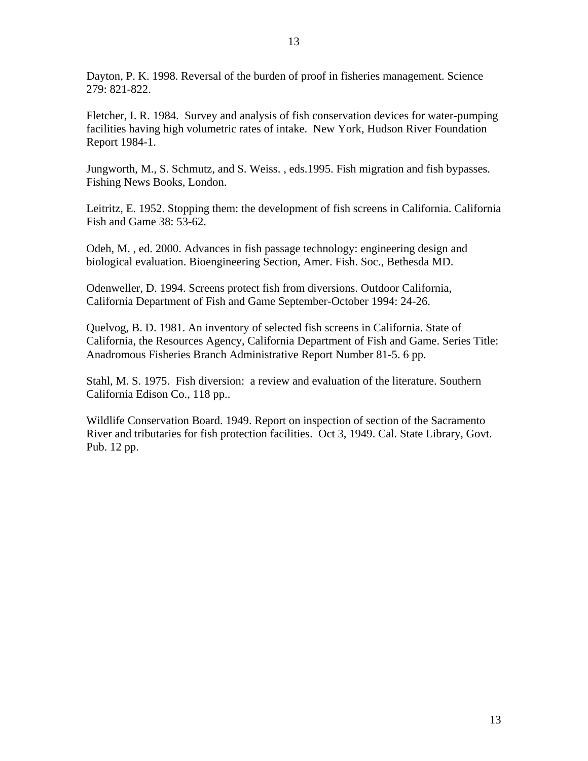Dayton, P. K. 1998. Reversal of the burden of proof in fisheries management. Science 279: 821-822.

Fletcher, I. R. 1984. Survey and analysis of fish conservation devices for water-pumping facilities having high volumetric rates of intake. New York, Hudson River Foundation Report 1984-1.

Jungworth, M., S. Schmutz, and S. Weiss. , eds.1995. Fish migration and fish bypasses. Fishing News Books, London.

Leitritz, E. 1952. Stopping them: the development of fish screens in California. California Fish and Game 38: 53-62.

Odeh, M. , ed. 2000. Advances in fish passage technology: engineering design and biological evaluation. Bioengineering Section, Amer. Fish. Soc., Bethesda MD.

Odenweller, D. 1994. Screens protect fish from diversions. Outdoor California, California Department of Fish and Game September-October 1994: 24-26.

Quelvog, B. D. 1981. An inventory of selected fish screens in California. State of California, the Resources Agency, California Department of Fish and Game. Series Title: Anadromous Fisheries Branch Administrative Report Number 81-5. 6 pp.

Stahl, M. S. 1975. Fish diversion: a review and evaluation of the literature. Southern California Edison Co., 118 pp..

Wildlife Conservation Board. 1949. Report on inspection of section of the Sacramento River and tributaries for fish protection facilities. Oct 3, 1949. Cal. State Library, Govt. Pub. 12 pp.